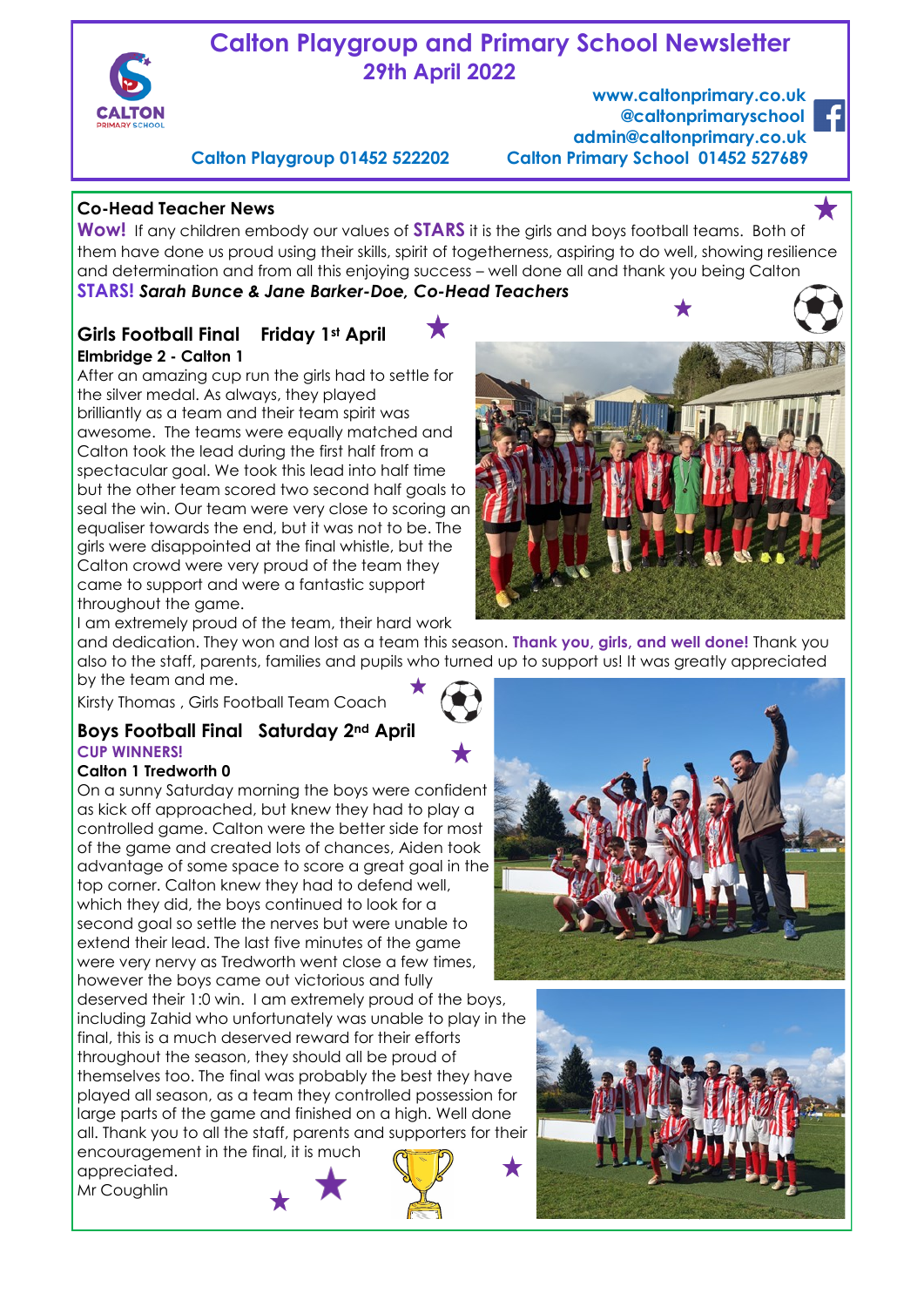# Calton Playgroup and Primary School Newsletter

## 29th April 2022

www.caltonprimary.co.uk
@caltonprimaryschool
admin@caltonprimary.co.uk

Calton Playgroup 01452 522202    Calton Primary School 01452 527689

## Co-Head Teacher News

**Wow!** If any children embody our values of **STARS** it is the girls and boys football teams. Both of them have done us proud using their skills, spirit of togetherness, aspiring to do well, showing resilience and determination and from all this enjoying success – well done all and thank you being Calton **STARS!** ***Sarah Bunce & Jane Barker-Doe, Co-Head Teachers***

## Girls Football Final Friday 1st April

**Elmbridge 2 - Calton 1**

After an amazing cup run the girls had to settle for the silver medal. As always, they played brilliantly as a team and their team spirit was awesome. The teams were equally matched and Calton took the lead during the first half from a spectacular goal. We took this lead into half time but the other team scored two second half goals to seal the win. Our team were very close to scoring an equaliser towards the end, but it was not to be. The girls were disappointed at the final whistle, but the Calton crowd were very proud of the team they came to support and were a fantastic support throughout the game.

I am extremely proud of the team, their hard work and dedication. They won and lost as a team this season. **Thank you, girls, and well done!** Thank you also to the staff, parents, families and pupils who turned up to support us! It was greatly appreciated by the team and me.

Kirsty Thomas , Girls Football Team Coach

## Boys Football Final Saturday 2nd April

**CUP WINNERS!**

**Calton 1 Tredworth 0**

On a sunny Saturday morning the boys were confident as kick off approached, but knew they had to play a controlled game. Calton were the better side for most of the game and created lots of chances, Aiden took advantage of some space to score a great goal in the top corner. Calton knew they had to defend well, which they did, the boys continued to look for a second goal so settle the nerves but were unable to extend their lead. The last five minutes of the game were very nervy as Tredworth went close a few times, however the boys came out victorious and fully deserved their 1:0 win. I am extremely proud of the boys, including Zahid who unfortunately was unable to play in the final, this is a much deserved reward for their efforts throughout the season, they should all be proud of themselves too. The final was probably the best they have played all season, as a team they controlled possession for large parts of the game and finished on a high. Well done all. Thank you to all the staff, parents and supporters for their encouragement in the final, it is much appreciated.

Mr Coughlin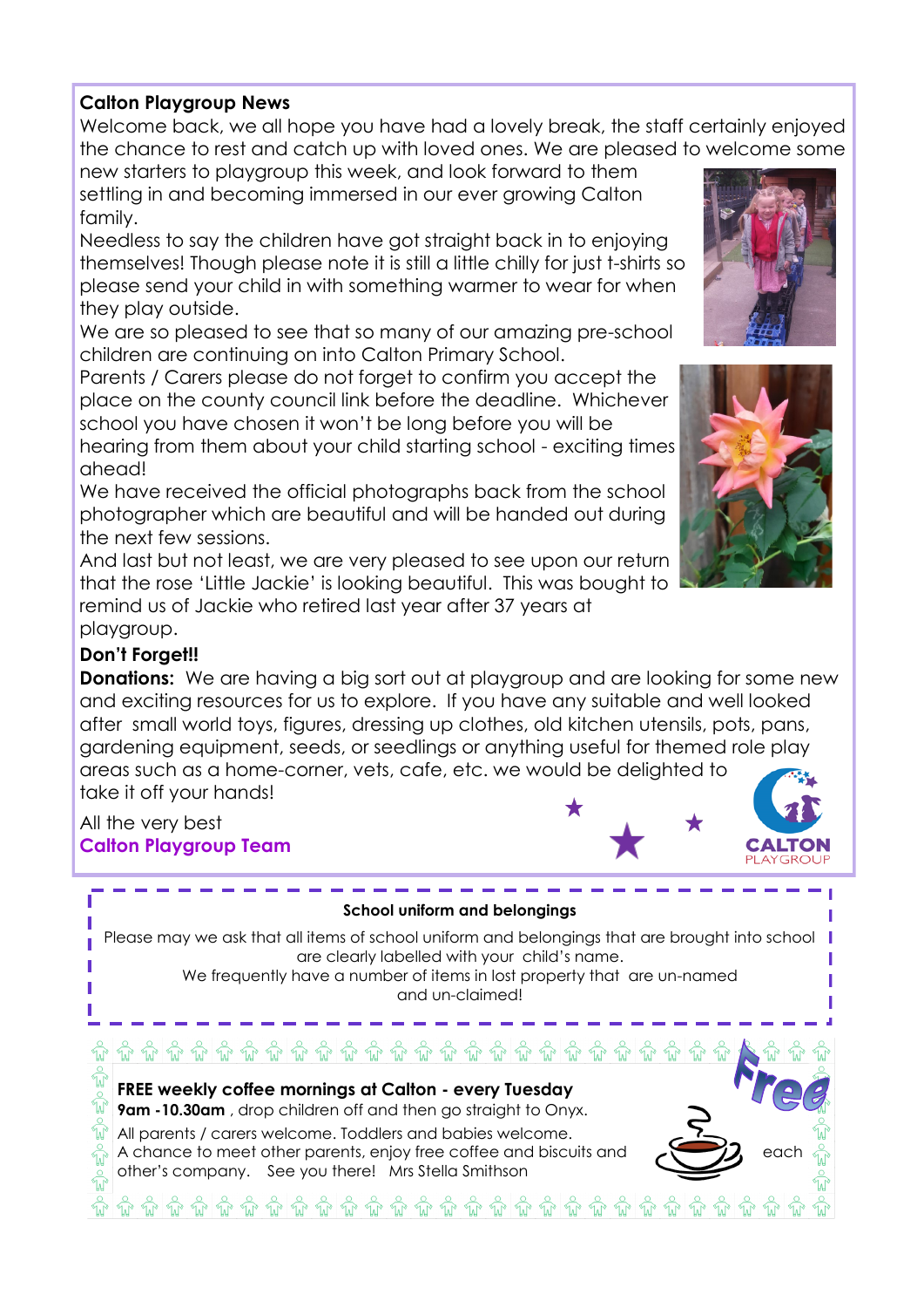## Calton Playgroup News

Welcome back, we all hope you have had a lovely break, the staff certainly enjoyed the chance to rest and catch up with loved ones. We are pleased to welcome some new starters to playgroup this week, and look forward to them settling in and becoming immersed in our ever growing Calton family.

Needless to say the children have got straight back in to enjoying themselves! Though please note it is still a little chilly for just t-shirts so please send your child in with something warmer to wear for when they play outside.

We are so pleased to see that so many of our amazing pre-school children are continuing on into Calton Primary School.

Parents / Carers please do not forget to confirm you accept the place on the county council link before the deadline. Whichever school you have chosen it won't be long before you will be hearing from them about your child starting school - exciting times ahead!

We have received the official photographs back from the school photographer which are beautiful and will be handed out during the next few sessions.

And last but not least, we are very pleased to see upon our return that the rose 'Little Jackie' is looking beautiful. This was bought to remind us of Jackie who retired last year after 37 years at playgroup.

### Don't Forget!!

**Donations:** We are having a big sort out at playgroup and are looking for some new and exciting resources for us to explore. If you have any suitable and well looked after small world toys, figures, dressing up clothes, old kitchen utensils, pots, pans, gardening equipment, seeds, or seedlings or anything useful for themed role play areas such as a home-corner, vets, cafe, etc. we would be delighted to take it off your hands!

All the very best
**Calton Playgroup Team**

CALTON PLAYGROUP

---

**School uniform and belongings**

Please may we ask that all items of school uniform and belongings that are brought into school are clearly labelled with your child's name.
We frequently have a number of items in lost property that are un-named and un-claimed!

---

**FREE weekly coffee mornings at Calton - every Tuesday**
**9am -10.30am** , drop children off and then go straight to Onyx.
All parents / carers welcome. Toddlers and babies welcome.
A chance to meet other parents, enjoy free coffee and biscuits and each other's company. See you there! Mrs Stella Smithson

Free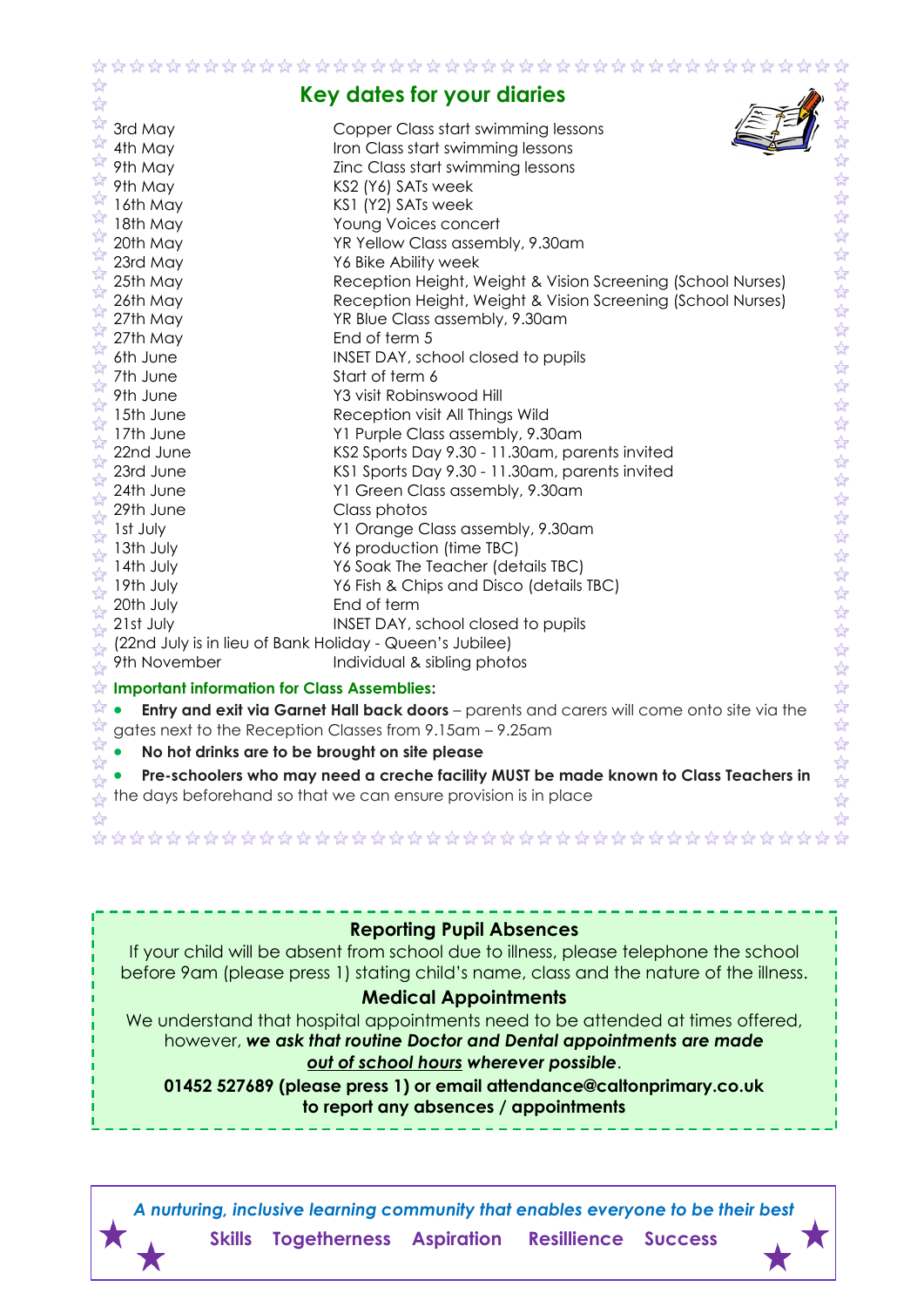## Key dates for your diaries

| | |
|---|---|
| 3rd May | Copper Class start swimming lessons |
| 4th May | Iron Class start swimming lessons |
| 9th May | Zinc Class start swimming lessons |
| 9th May | KS2 (Y6) SATs week |
| 16th May | KS1 (Y2) SATs week |
| 18th May | Young Voices concert |
| 20th May | YR Yellow Class assembly, 9.30am |
| 23rd May | Y6 Bike Ability week |
| 25th May | Reception Height, Weight & Vision Screening (School Nurses) |
| 26th May | Reception Height, Weight & Vision Screening (School Nurses) |
| 27th May | YR Blue Class assembly, 9.30am |
| 27th May | End of term 5 |
| 6th June | INSET DAY, school closed to pupils |
| 7th June | Start of term 6 |
| 9th June | Y3 visit Robinswood Hill |
| 15th June | Reception visit All Things Wild |
| 17th June | Y1 Purple Class assembly, 9.30am |
| 22nd June | KS2 Sports Day 9.30 - 11.30am, parents invited |
| 23rd June | KS1 Sports Day 9.30 - 11.30am, parents invited |
| 24th June | Y1 Green Class assembly, 9.30am |
| 29th June | Class photos |
| 1st July | Y1 Orange Class assembly, 9.30am |
| 13th July | Y6 production (time TBC) |
| 14th July | Y6 Soak The Teacher (details TBC) |
| 19th July | Y6 Fish & Chips and Disco (details TBC) |
| 20th July | End of term |
| 21st July | INSET DAY, school closed to pupils |

(22nd July is in lieu of Bank Holiday - Queen's Jubilee)

| | |
|---|---|
| 9th November | Individual & sibling photos |

**Important information for Class Assemblies:**

- **Entry and exit via Garnet Hall back doors** – parents and carers will come onto site via the gates next to the Reception Classes from 9.15am – 9.25am
- **No hot drinks are to be brought on site please**
- **Pre-schoolers who may need a creche facility MUST be made known to Class Teachers in** the days beforehand so that we can ensure provision is in place

### Reporting Pupil Absences

If your child will be absent from school due to illness, please telephone the school before 9am (please press 1) stating child's name, class and the nature of the illness.

### Medical Appointments

We understand that hospital appointments need to be attended at times offered, however, ***we ask that routine Doctor and Dental appointments are made out of school hours wherever possible***.

**01452 527689 (please press 1) or email attendance@caltonprimary.co.uk to report any absences / appointments**

***A nurturing, inclusive learning community that enables everyone to be their best***

**Skills Togetherness Aspiration Resillience Success**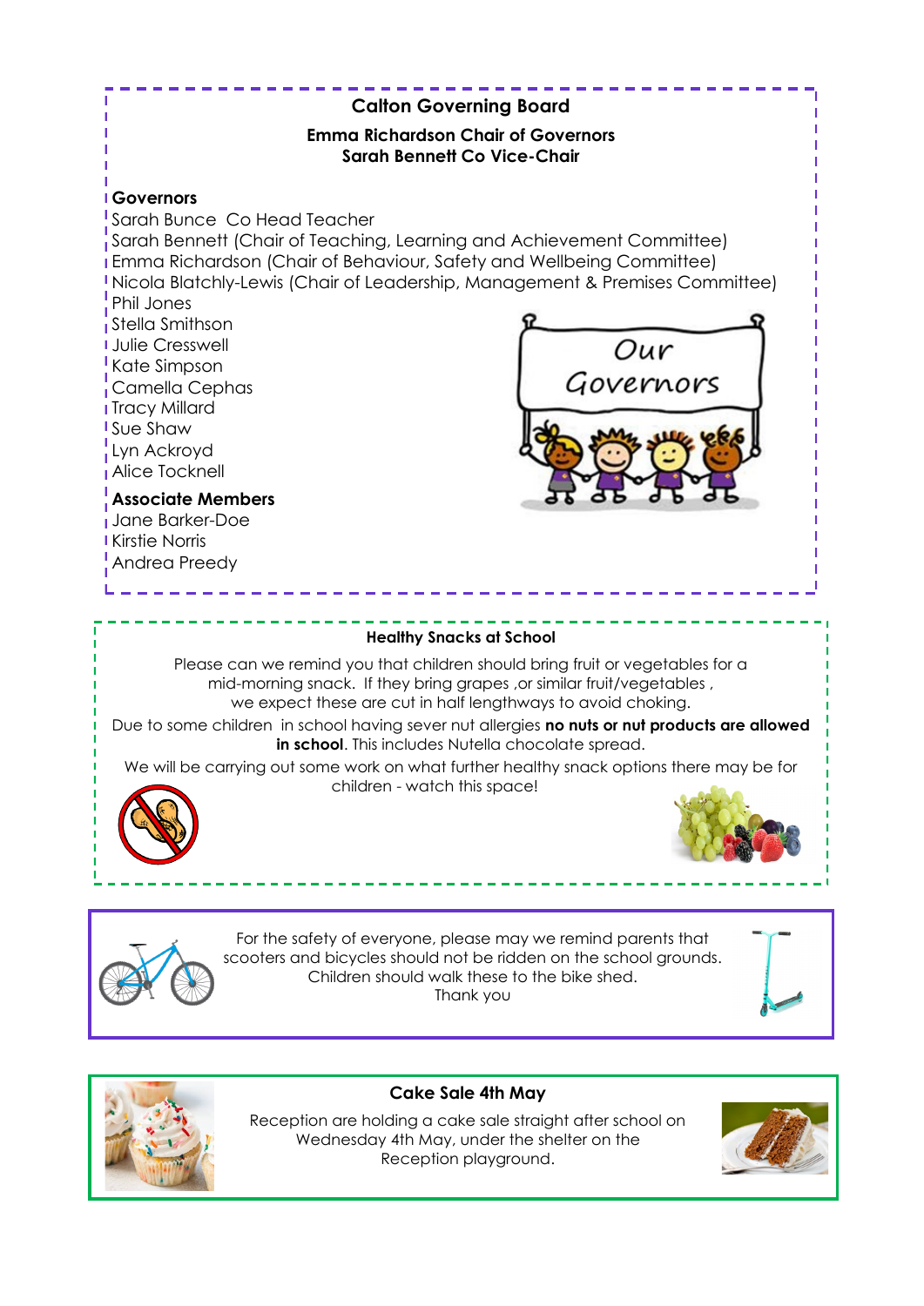## Calton Governing Board

**Emma Richardson Chair of Governors**
**Sarah Bennett Co Vice-Chair**

### Governors

Sarah Bunce Co Head Teacher
Sarah Bennett (Chair of Teaching, Learning and Achievement Committee)
Emma Richardson (Chair of Behaviour, Safety and Wellbeing Committee)
Nicola Blatchly-Lewis (Chair of Leadership, Management & Premises Committee)
Phil Jones
Stella Smithson
Julie Cresswell
Kate Simpson
Camella Cephas
Tracy Millard
Sue Shaw
Lyn Ackroyd
Alice Tocknell

### Associate Members

Jane Barker-Doe
Kirstie Norris
Andrea Preedy

## Healthy Snacks at School

Please can we remind you that children should bring fruit or vegetables for a mid-morning snack. If they bring grapes ,or similar fruit/vegetables , we expect these are cut in half lengthways to avoid choking.

Due to some children in school having sever nut allergies **no nuts or nut products are allowed in school**. This includes Nutella chocolate spread.

We will be carrying out some work on what further healthy snack options there may be for children - watch this space!

---

For the safety of everyone, please may we remind parents that scooters and bicycles should not be ridden on the school grounds. Children should walk these to the bike shed.
Thank you

## Cake Sale 4th May

Reception are holding a cake sale straight after school on Wednesday 4th May, under the shelter on the Reception playground.